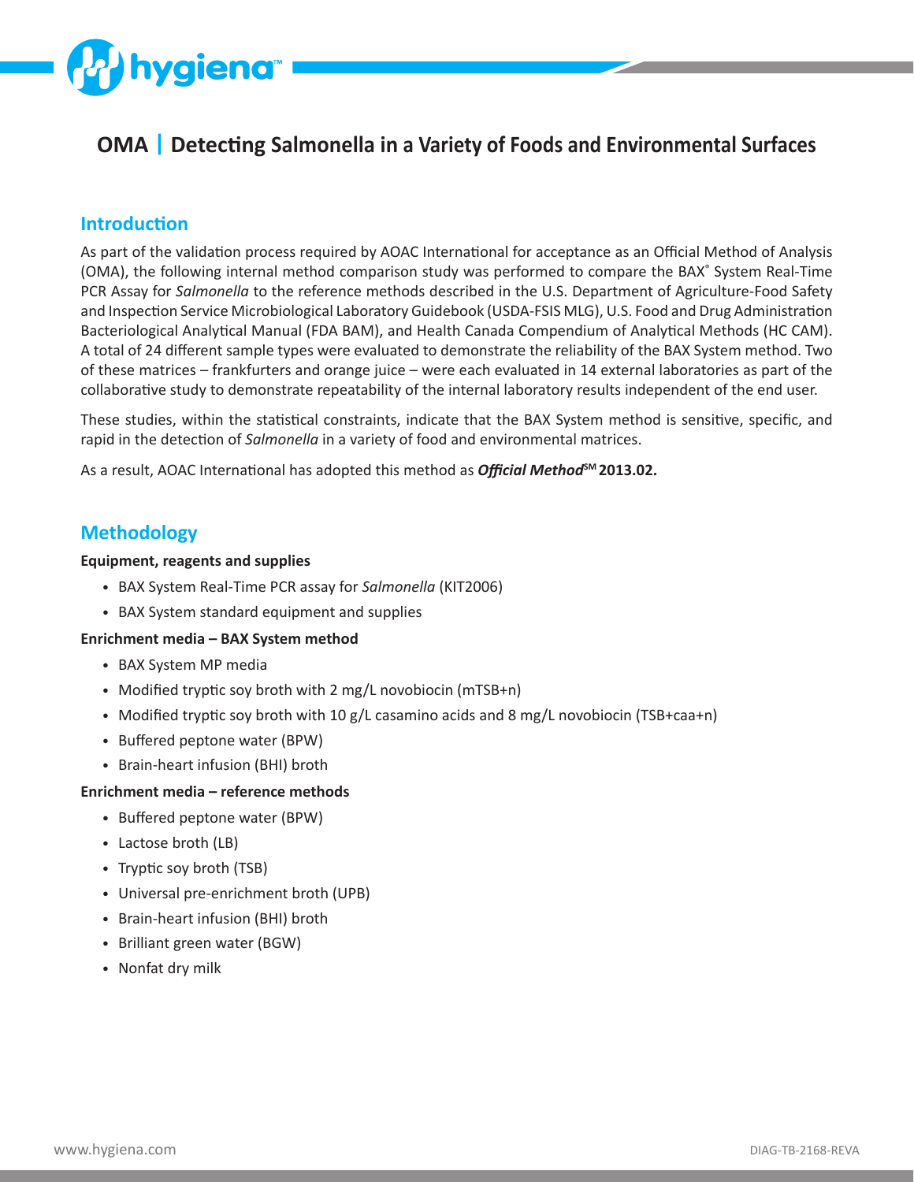# OMA | Detecting Salmonella in a Variety of Foods and Environmental Surfaces

## Introduction

As part of the validation process required by AOAC International for acceptance as an Official Method of Analysis (OMA), the following internal method comparison study was performed to compare the BAX® System Real-Time PCR Assay for *Salmonella* to the reference methods described in the U.S. Department of Agriculture-Food Safety and Inspection Service Microbiological Laboratory Guidebook (USDA-FSIS MLG), U.S. Food and Drug Administration Bacteriological Analytical Manual (FDA BAM), and Health Canada Compendium of Analytical Methods (HC CAM). A total of 24 different sample types were evaluated to demonstrate the reliability of the BAX System method. Two of these matrices – frankfurters and orange juice – were each evaluated in 14 external laboratories as part of the collaborative study to demonstrate repeatability of the internal laboratory results independent of the end user.

These studies, within the statistical constraints, indicate that the BAX System method is sensitive, specific, and rapid in the detection of *Salmonella* in a variety of food and environmental matrices.

As a result, AOAC International has adopted this method as ***Official Method*SM 2013.02.**

## Methodology

**Equipment, reagents and supplies**

- BAX System Real-Time PCR assay for *Salmonella* (KIT2006)
- BAX System standard equipment and supplies

**Enrichment media – BAX System method**

- BAX System MP media
- Modified tryptic soy broth with 2 mg/L novobiocin (mTSB+n)
- Modified tryptic soy broth with 10 g/L casamino acids and 8 mg/L novobiocin (TSB+caa+n)
- Buffered peptone water (BPW)
- Brain-heart infusion (BHI) broth

**Enrichment media – reference methods**

- Buffered peptone water (BPW)
- Lactose broth (LB)
- Tryptic soy broth (TSB)
- Universal pre-enrichment broth (UPB)
- Brain-heart infusion (BHI) broth
- Brilliant green water (BGW)
- Nonfat dry milk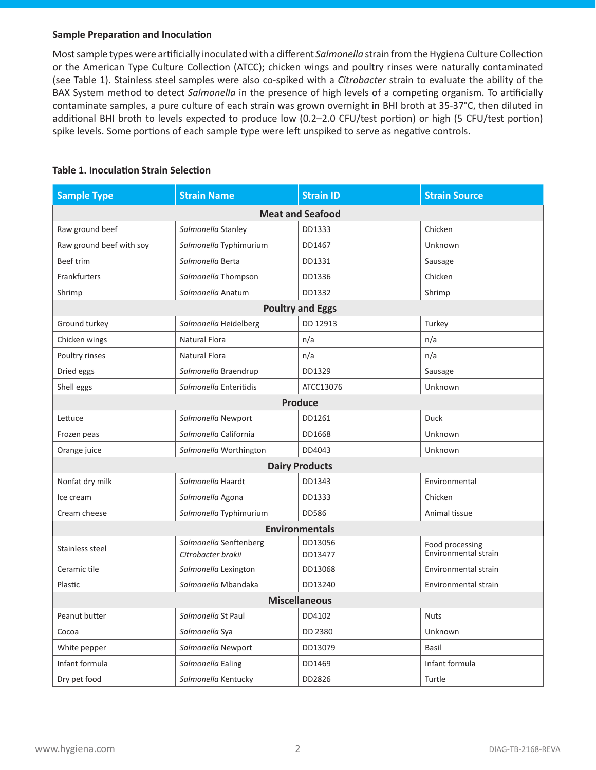### Sample Preparation and Inoculation

Most sample types were artificially inoculated with a different *Salmonella* strain from the Hygiena Culture Collection or the American Type Culture Collection (ATCC); chicken wings and poultry rinses were naturally contaminated (see Table 1). Stainless steel samples were also co-spiked with a *Citrobacter* strain to evaluate the ability of the BAX System method to detect *Salmonella* in the presence of high levels of a competing organism. To artificially contaminate samples, a pure culture of each strain was grown overnight in BHI broth at 35-37°C, then diluted in additional BHI broth to levels expected to produce low (0.2–2.0 CFU/test portion) or high (5 CFU/test portion) spike levels. Some portions of each sample type were left unspiked to serve as negative controls.

**Table 1. Inoculation Strain Selection**

| Sample Type | Strain Name | Strain ID | Strain Source |
|---|---|---|---|
| **Meat and Seafood** | | | |
| Raw ground beef | *Salmonella* Stanley | DD1333 | Chicken |
| Raw ground beef with soy | *Salmonella* Typhimurium | DD1467 | Unknown |
| Beef trim | *Salmonella* Berta | DD1331 | Sausage |
| Frankfurters | *Salmonella* Thompson | DD1336 | Chicken |
| Shrimp | *Salmonella* Anatum | DD1332 | Shrimp |
| **Poultry and Eggs** | | | |
| Ground turkey | *Salmonella* Heidelberg | DD 12913 | Turkey |
| Chicken wings | Natural Flora | n/a | n/a |
| Poultry rinses | Natural Flora | n/a | n/a |
| Dried eggs | *Salmonella* Braendrup | DD1329 | Sausage |
| Shell eggs | *Salmonella* Enteritidis | ATCC13076 | Unknown |
| **Produce** | | | |
| Lettuce | *Salmonella* Newport | DD1261 | Duck |
| Frozen peas | *Salmonella* California | DD1668 | Unknown |
| Orange juice | *Salmonella* Worthington | DD4043 | Unknown |
| **Dairy Products** | | | |
| Nonfat dry milk | *Salmonella* Haardt | DD1343 | Environmental |
| Ice cream | *Salmonella* Agona | DD1333 | Chicken |
| Cream cheese | *Salmonella* Typhimurium | DD586 | Animal tissue |
| **Environmentals** | | | |
| Stainless steel | *Salmonella* Senftenberg<br>*Citrobacter brakii* | DD13056<br>DD13477 | Food processing<br>Environmental strain |
| Ceramic tile | *Salmonella* Lexington | DD13068 | Environmental strain |
| Plastic | *Salmonella* Mbandaka | DD13240 | Environmental strain |
| **Miscellaneous** | | | |
| Peanut butter | *Salmonella* St Paul | DD4102 | Nuts |
| Cocoa | *Salmonella* Sya | DD 2380 | Unknown |
| White pepper | *Salmonella* Newport | DD13079 | Basil |
| Infant formula | *Salmonella* Ealing | DD1469 | Infant formula |
| Dry pet food | *Salmonella* Kentucky | DD2826 | Turtle |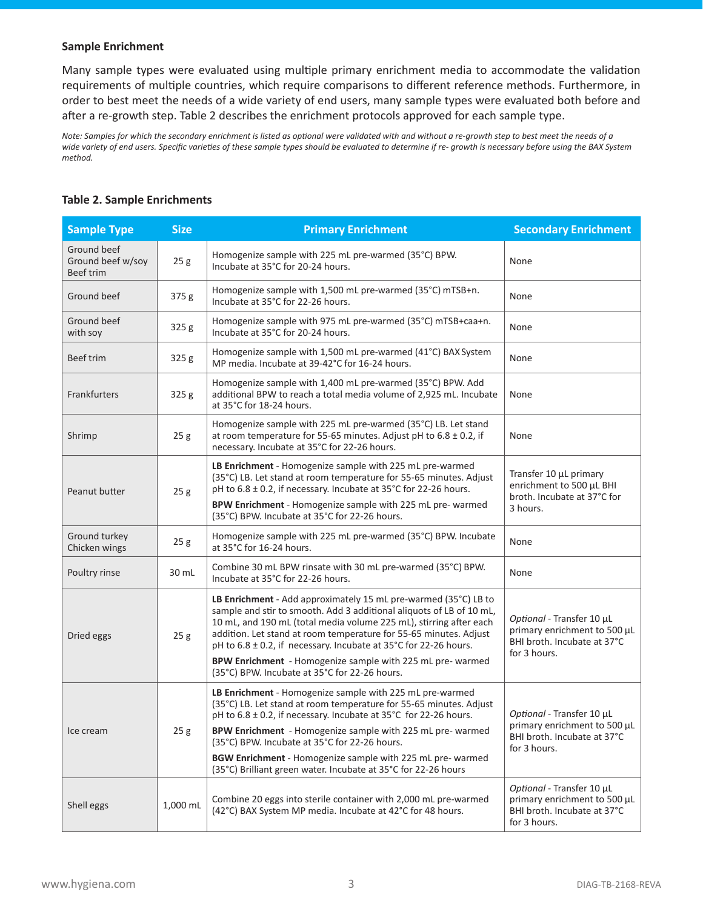### Sample Enrichment

Many sample types were evaluated using multiple primary enrichment media to accommodate the validation requirements of multiple countries, which require comparisons to different reference methods. Furthermore, in order to best meet the needs of a wide variety of end users, many sample types were evaluated both before and after a re-growth step. Table 2 describes the enrichment protocols approved for each sample type.

*Note: Samples for which the secondary enrichment is listed as optional were validated with and without a re-growth step to best meet the needs of a wide variety of end users. Specific varieties of these sample types should be evaluated to determine if re- growth is necessary before using the BAX System method.*

**Table 2. Sample Enrichments**

| Sample Type | Size | Primary Enrichment | Secondary Enrichment |
|---|---|---|---|
| Ground beef<br>Ground beef w/soy<br>Beef trim | 25 g | Homogenize sample with 225 mL pre-warmed (35°C) BPW. Incubate at 35°C for 20-24 hours. | None |
| Ground beef | 375 g | Homogenize sample with 1,500 mL pre-warmed (35°C) mTSB+n. Incubate at 35°C for 22-26 hours. | None |
| Ground beef with soy | 325 g | Homogenize sample with 975 mL pre-warmed (35°C) mTSB+caa+n. Incubate at 35°C for 20-24 hours. | None |
| Beef trim | 325 g | Homogenize sample with 1,500 mL pre-warmed (41°C) BAX System MP media. Incubate at 39-42°C for 16-24 hours. | None |
| Frankfurters | 325 g | Homogenize sample with 1,400 mL pre-warmed (35°C) BPW. Add additional BPW to reach a total media volume of 2,925 mL. Incubate at 35°C for 18-24 hours. | None |
| Shrimp | 25 g | Homogenize sample with 225 mL pre-warmed (35°C) LB. Let stand at room temperature for 55-65 minutes. Adjust pH to 6.8 ± 0.2, if necessary. Incubate at 35°C for 22-26 hours. | None |
| Peanut butter | 25 g | **LB Enrichment** - Homogenize sample with 225 mL pre-warmed (35°C) LB. Let stand at room temperature for 55-65 minutes. Adjust pH to 6.8 ± 0.2, if necessary. Incubate at 35°C for 22-26 hours.<br>**BPW Enrichment** - Homogenize sample with 225 mL pre- warmed (35°C) BPW. Incubate at 35°C for 22-26 hours. | Transfer 10 µL primary enrichment to 500 µL BHI broth. Incubate at 37°C for 3 hours. |
| Ground turkey<br>Chicken wings | 25 g | Homogenize sample with 225 mL pre-warmed (35°C) BPW. Incubate at 35°C for 16-24 hours. | None |
| Poultry rinse | 30 mL | Combine 30 mL BPW rinsate with 30 mL pre-warmed (35°C) BPW. Incubate at 35°C for 22-26 hours. | None |
| Dried eggs | 25 g | **LB Enrichment** - Add approximately 15 mL pre-warmed (35°C) LB to sample and stir to smooth. Add 3 additional aliquots of LB of 10 mL, 10 mL, and 190 mL (total media volume 225 mL), stirring after each addition. Let stand at room temperature for 55-65 minutes. Adjust pH to 6.8 ± 0.2, if necessary. Incubate at 35°C for 22-26 hours.<br>**BPW Enrichment** - Homogenize sample with 225 mL pre- warmed (35°C) BPW. Incubate at 35°C for 22-26 hours. | *Optional* - Transfer 10 µL primary enrichment to 500 µL BHI broth. Incubate at 37°C for 3 hours. |
| Ice cream | 25 g | **LB Enrichment** - Homogenize sample with 225 mL pre-warmed (35°C) LB. Let stand at room temperature for 55-65 minutes. Adjust pH to 6.8 ± 0.2, if necessary. Incubate at 35°C for 22-26 hours.<br>**BPW Enrichment** - Homogenize sample with 225 mL pre- warmed (35°C) BPW. Incubate at 35°C for 22-26 hours.<br>**BGW Enrichment** - Homogenize sample with 225 mL pre- warmed (35°C) Brilliant green water. Incubate at 35°C for 22-26 hours | *Optional* - Transfer 10 µL primary enrichment to 500 µL BHI broth. Incubate at 37°C for 3 hours. |
| Shell eggs | 1,000 mL | Combine 20 eggs into sterile container with 2,000 mL pre-warmed (42°C) BAX System MP media. Incubate at 42°C for 48 hours. | *Optional* - Transfer 10 µL primary enrichment to 500 µL BHI broth. Incubate at 37°C for 3 hours. |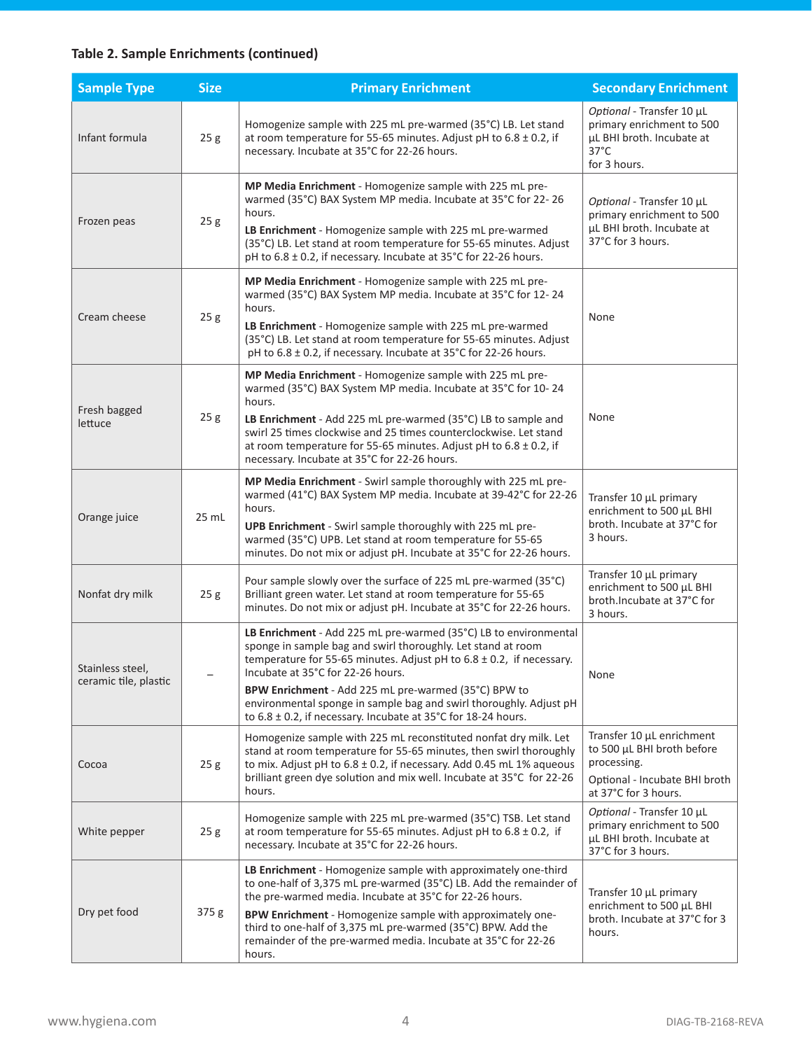**Table 2. Sample Enrichments (continued)**

| Sample Type | Size | Primary Enrichment | Secondary Enrichment |
|---|---|---|---|
| Infant formula | 25 g | Homogenize sample with 225 mL pre-warmed (35°C) LB. Let stand at room temperature for 55-65 minutes. Adjust pH to 6.8 ± 0.2, if necessary. Incubate at 35°C for 22-26 hours. | *Optional* - Transfer 10 µL primary enrichment to 500 µL BHI broth. Incubate at 37°C for 3 hours. |
| Frozen peas | 25 g | **MP Media Enrichment** - Homogenize sample with 225 mL pre-warmed (35°C) BAX System MP media. Incubate at 35°C for 22- 26 hours. **LB Enrichment** - Homogenize sample with 225 mL pre-warmed (35°C) LB. Let stand at room temperature for 55-65 minutes. Adjust pH to 6.8 ± 0.2, if necessary. Incubate at 35°C for 22-26 hours. | *Optional* - Transfer 10 µL primary enrichment to 500 µL BHI broth. Incubate at 37°C for 3 hours. |
| Cream cheese | 25 g | **MP Media Enrichment** - Homogenize sample with 225 mL pre-warmed (35°C) BAX System MP media. Incubate at 35°C for 12- 24 hours. **LB Enrichment** - Homogenize sample with 225 mL pre-warmed (35°C) LB. Let stand at room temperature for 55-65 minutes. Adjust pH to 6.8 ± 0.2, if necessary. Incubate at 35°C for 22-26 hours. | None |
| Fresh bagged lettuce | 25 g | **MP Media Enrichment** - Homogenize sample with 225 mL pre-warmed (35°C) BAX System MP media. Incubate at 35°C for 10- 24 hours. **LB Enrichment** - Add 225 mL pre-warmed (35°C) LB to sample and swirl 25 times clockwise and 25 times counterclockwise. Let stand at room temperature for 55-65 minutes. Adjust pH to 6.8 ± 0.2, if necessary. Incubate at 35°C for 22-26 hours. | None |
| Orange juice | 25 mL | **MP Media Enrichment** - Swirl sample thoroughly with 225 mL pre-warmed (41°C) BAX System MP media. Incubate at 39-42°C for 22-26 hours. **UPB Enrichment** - Swirl sample thoroughly with 225 mL pre-warmed (35°C) UPB. Let stand at room temperature for 55-65 minutes. Do not mix or adjust pH. Incubate at 35°C for 22-26 hours. | Transfer 10 µL primary enrichment to 500 µL BHI broth. Incubate at 37°C for 3 hours. |
| Nonfat dry milk | 25 g | Pour sample slowly over the surface of 225 mL pre-warmed (35°C) Brilliant green water. Let stand at room temperature for 55-65 minutes. Do not mix or adjust pH. Incubate at 35°C for 22-26 hours. | Transfer 10 µL primary enrichment to 500 µL BHI broth.Incubate at 37°C for 3 hours. |
| Stainless steel, ceramic tile, plastic | – | **LB Enrichment** - Add 225 mL pre-warmed (35°C) LB to environmental sponge in sample bag and swirl thoroughly. Let stand at room temperature for 55-65 minutes. Adjust pH to 6.8 ± 0.2, if necessary. Incubate at 35°C for 22-26 hours. **BPW Enrichment** - Add 225 mL pre-warmed (35°C) BPW to environmental sponge in sample bag and swirl thoroughly. Adjust pH to 6.8 ± 0.2, if necessary. Incubate at 35°C for 18-24 hours. | None |
| Cocoa | 25 g | Homogenize sample with 225 mL reconstituted nonfat dry milk. Let stand at room temperature for 55-65 minutes, then swirl thoroughly to mix. Adjust pH to 6.8 ± 0.2, if necessary. Add 0.45 mL 1% aqueous brilliant green dye solution and mix well. Incubate at 35°C for 22-26 hours. | Transfer 10 µL enrichment to 500 µL BHI broth before processing. Optional - Incubate BHI broth at 37°C for 3 hours. |
| White pepper | 25 g | Homogenize sample with 225 mL pre-warmed (35°C) TSB. Let stand at room temperature for 55-65 minutes. Adjust pH to 6.8 ± 0.2, if necessary. Incubate at 35°C for 22-26 hours. | *Optional* - Transfer 10 µL primary enrichment to 500 µL BHI broth. Incubate at 37°C for 3 hours. |
| Dry pet food | 375 g | **LB Enrichment** - Homogenize sample with approximately one-third to one-half of 3,375 mL pre-warmed (35°C) LB. Add the remainder of the pre-warmed media. Incubate at 35°C for 22-26 hours. **BPW Enrichment** - Homogenize sample with approximately one-third to one-half of 3,375 mL pre-warmed (35°C) BPW. Add the remainder of the pre-warmed media. Incubate at 35°C for 22-26 hours. | Transfer 10 µL primary enrichment to 500 µL BHI broth. Incubate at 37°C for 3 hours. |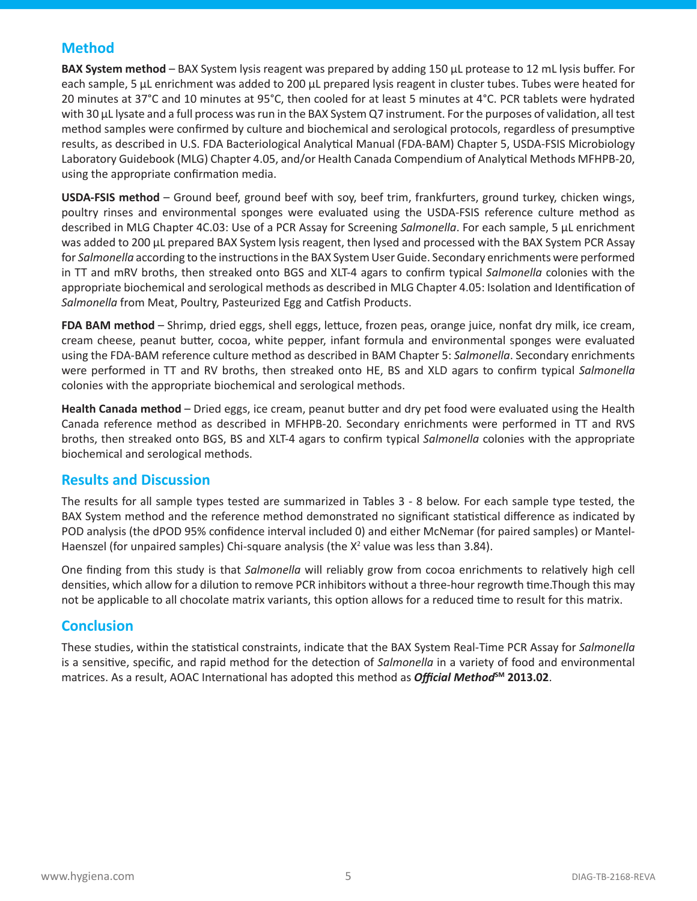## Method

**BAX System method** – BAX System lysis reagent was prepared by adding 150 µL protease to 12 mL lysis buffer. For each sample, 5 µL enrichment was added to 200 µL prepared lysis reagent in cluster tubes. Tubes were heated for 20 minutes at 37°C and 10 minutes at 95°C, then cooled for at least 5 minutes at 4°C. PCR tablets were hydrated with 30 µL lysate and a full process was run in the BAX System Q7 instrument. For the purposes of validation, all test method samples were confirmed by culture and biochemical and serological protocols, regardless of presumptive results, as described in U.S. FDA Bacteriological Analytical Manual (FDA-BAM) Chapter 5, USDA-FSIS Microbiology Laboratory Guidebook (MLG) Chapter 4.05, and/or Health Canada Compendium of Analytical Methods MFHPB-20, using the appropriate confirmation media.

**USDA-FSIS method** – Ground beef, ground beef with soy, beef trim, frankfurters, ground turkey, chicken wings, poultry rinses and environmental sponges were evaluated using the USDA-FSIS reference culture method as described in MLG Chapter 4C.03: Use of a PCR Assay for Screening *Salmonella*. For each sample, 5 µL enrichment was added to 200 µL prepared BAX System lysis reagent, then lysed and processed with the BAX System PCR Assay for *Salmonella* according to the instructions in the BAX System User Guide. Secondary enrichments were performed in TT and mRV broths, then streaked onto BGS and XLT-4 agars to confirm typical *Salmonella* colonies with the appropriate biochemical and serological methods as described in MLG Chapter 4.05: Isolation and Identification of *Salmonella* from Meat, Poultry, Pasteurized Egg and Catfish Products.

**FDA BAM method** – Shrimp, dried eggs, shell eggs, lettuce, frozen peas, orange juice, nonfat dry milk, ice cream, cream cheese, peanut butter, cocoa, white pepper, infant formula and environmental sponges were evaluated using the FDA-BAM reference culture method as described in BAM Chapter 5: *Salmonella*. Secondary enrichments were performed in TT and RV broths, then streaked onto HE, BS and XLD agars to confirm typical *Salmonella* colonies with the appropriate biochemical and serological methods.

**Health Canada method** – Dried eggs, ice cream, peanut butter and dry pet food were evaluated using the Health Canada reference method as described in MFHPB-20. Secondary enrichments were performed in TT and RVS broths, then streaked onto BGS, BS and XLT-4 agars to confirm typical *Salmonella* colonies with the appropriate biochemical and serological methods.

## Results and Discussion

The results for all sample types tested are summarized in Tables 3 - 8 below. For each sample type tested, the BAX System method and the reference method demonstrated no significant statistical difference as indicated by POD analysis (the dPOD 95% confidence interval included 0) and either McNemar (for paired samples) or Mantel-Haenszel (for unpaired samples) Chi-square analysis (the $X^2$ value was less than 3.84).

One finding from this study is that *Salmonella* will reliably grow from cocoa enrichments to relatively high cell densities, which allow for a dilution to remove PCR inhibitors without a three-hour regrowth time.Though this may not be applicable to all chocolate matrix variants, this option allows for a reduced time to result for this matrix.

## Conclusion

These studies, within the statistical constraints, indicate that the BAX System Real-Time PCR Assay for *Salmonella* is a sensitive, specific, and rapid method for the detection of *Salmonella* in a variety of food and environmental matrices. As a result, AOAC International has adopted this method as ***Official Method*** SM **2013.02**.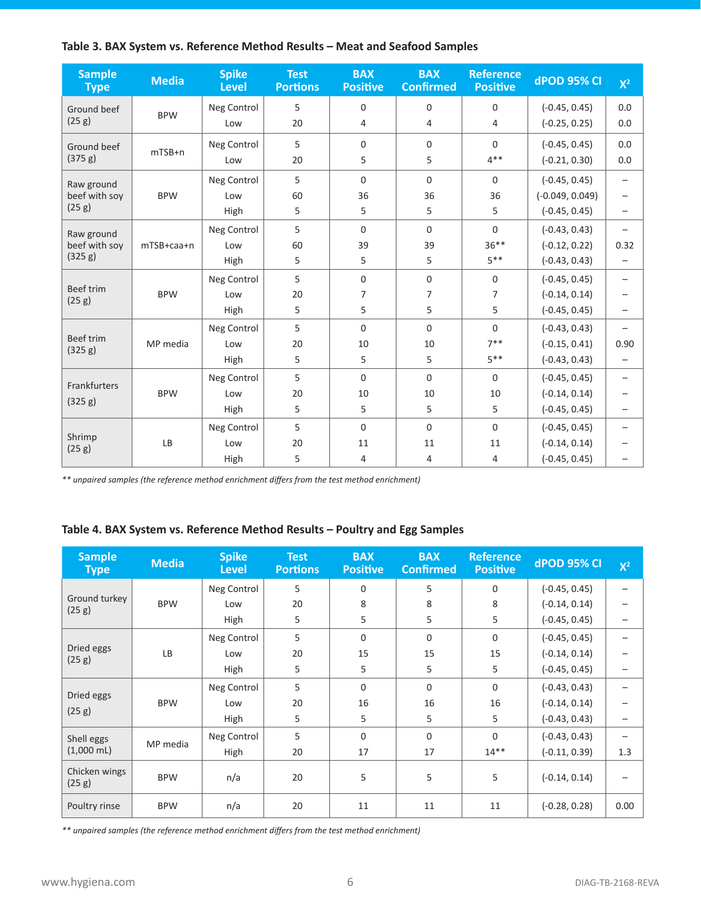**Table 3. BAX System vs. Reference Method Results – Meat and Seafood Samples**

| Sample Type | Media | Spike Level | Test Portions | BAX Positive | BAX Confirmed | Reference Positive | dPOD 95% CI | $X^2$ |
|---|---|---|---|---|---|---|---|---|
| Ground beef (25 g) | BPW | Neg Control | 5 | 0 | 0 | 0 | (-0.45, 0.45) | 0.0 |
| | | Low | 20 | 4 | 4 | 4 | (-0.25, 0.25) | 0.0 |
| Ground beef (375 g) | mTSB+n | Neg Control | 5 | 0 | 0 | 0 | (-0.45, 0.45) | 0.0 |
| | | Low | 20 | 5 | 5 | 4** | (-0.21, 0.30) | 0.0 |
| Raw ground beef with soy (25 g) | BPW | Neg Control | 5 | 0 | 0 | 0 | (-0.45, 0.45) | – |
| | | Low | 60 | 36 | 36 | 36 | (-0.049, 0.049) | – |
| | | High | 5 | 5 | 5 | 5 | (-0.45, 0.45) | – |
| Raw ground beef with soy (325 g) | mTSB+caa+n | Neg Control | 5 | 0 | 0 | 0 | (-0.43, 0.43) | – |
| | | Low | 60 | 39 | 39 | 36** | (-0.12, 0.22) | 0.32 |
| | | High | 5 | 5 | 5 | 5** | (-0.43, 0.43) | – |
| Beef trim (25 g) | BPW | Neg Control | 5 | 0 | 0 | 0 | (-0.45, 0.45) | – |
| | | Low | 20 | 7 | 7 | 7 | (-0.14, 0.14) | – |
| | | High | 5 | 5 | 5 | 5 | (-0.45, 0.45) | – |
| Beef trim (325 g) | MP media | Neg Control | 5 | 0 | 0 | 0 | (-0.43, 0.43) | – |
| | | Low | 20 | 10 | 10 | 7** | (-0.15, 0.41) | 0.90 |
| | | High | 5 | 5 | 5 | 5** | (-0.43, 0.43) | – |
| Frankfurters (325 g) | BPW | Neg Control | 5 | 0 | 0 | 0 | (-0.45, 0.45) | – |
| | | Low | 20 | 10 | 10 | 10 | (-0.14, 0.14) | – |
| | | High | 5 | 5 | 5 | 5 | (-0.45, 0.45) | – |
| Shrimp (25 g) | LB | Neg Control | 5 | 0 | 0 | 0 | (-0.45, 0.45) | – |
| | | Low | 20 | 11 | 11 | 11 | (-0.14, 0.14) | – |
| | | High | 5 | 4 | 4 | 4 | (-0.45, 0.45) | – |

*\*\* unpaired samples (the reference method enrichment differs from the test method enrichment)*

**Table 4. BAX System vs. Reference Method Results – Poultry and Egg Samples**

| Sample Type | Media | Spike Level | Test Portions | BAX Positive | BAX Confirmed | Reference Positive | dPOD 95% CI | $X^2$ |
|---|---|---|---|---|---|---|---|---|
| Ground turkey (25 g) | BPW | Neg Control | 5 | 0 | 5 | 0 | (-0.45, 0.45) | – |
| | | Low | 20 | 8 | 8 | 8 | (-0.14, 0.14) | – |
| | | High | 5 | 5 | 5 | 5 | (-0.45, 0.45) | – |
| Dried eggs (25 g) | LB | Neg Control | 5 | 0 | 0 | 0 | (-0.45, 0.45) | – |
| | | Low | 20 | 15 | 15 | 15 | (-0.14, 0.14) | – |
| | | High | 5 | 5 | 5 | 5 | (-0.45, 0.45) | – |
| Dried eggs (25 g) | BPW | Neg Control | 5 | 0 | 0 | 0 | (-0.43, 0.43) | – |
| | | Low | 20 | 16 | 16 | 16 | (-0.14, 0.14) | – |
| | | High | 5 | 5 | 5 | 5 | (-0.43, 0.43) | – |
| Shell eggs (1,000 mL) | MP media | Neg Control | 5 | 0 | 0 | 0 | (-0.43, 0.43) | – |
| | | High | 20 | 17 | 17 | 14** | (-0.11, 0.39) | 1.3 |
| Chicken wings (25 g) | BPW | n/a | 20 | 5 | 5 | 5 | (-0.14, 0.14) | – |
| Poultry rinse | BPW | n/a | 20 | 11 | 11 | 11 | (-0.28, 0.28) | 0.00 |

*\*\* unpaired samples (the reference method enrichment differs from the test method enrichment)*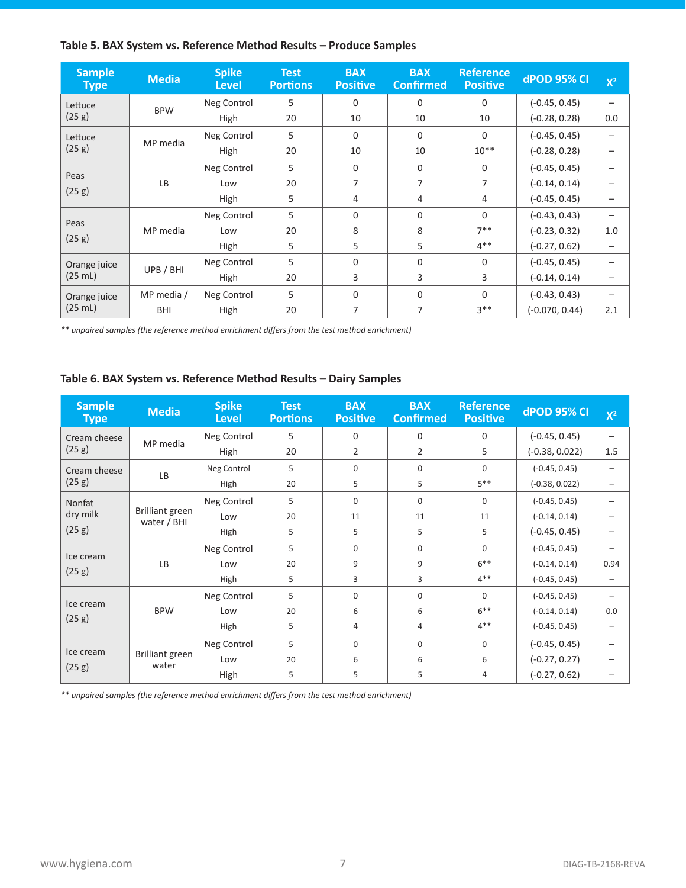**Table 5. BAX System vs. Reference Method Results – Produce Samples**

| Sample Type | Media | Spike Level | Test Portions | BAX Positive | BAX Confirmed | Reference Positive | dPOD 95% CI | $X^2$ |
|---|---|---|---|---|---|---|---|---|
| Lettuce (25 g) | BPW | Neg Control | 5 | 0 | 0 | 0 | (-0.45, 0.45) | – |
| | | High | 20 | 10 | 10 | 10 | (-0.28, 0.28) | 0.0 |
| Lettuce (25 g) | MP media | Neg Control | 5 | 0 | 0 | 0 | (-0.45, 0.45) | – |
| | | High | 20 | 10 | 10 | 10** | (-0.28, 0.28) | – |
| Peas (25 g) | LB | Neg Control | 5 | 0 | 0 | 0 | (-0.45, 0.45) | – |
| | | Low | 20 | 7 | 7 | 7 | (-0.14, 0.14) | – |
| | | High | 5 | 4 | 4 | 4 | (-0.45, 0.45) | – |
| Peas (25 g) | MP media | Neg Control | 5 | 0 | 0 | 0 | (-0.43, 0.43) | – |
| | | Low | 20 | 8 | 8 | 7** | (-0.23, 0.32) | 1.0 |
| | | High | 5 | 5 | 5 | 4** | (-0.27, 0.62) | – |
| Orange juice (25 mL) | UPB / BHI | Neg Control | 5 | 0 | 0 | 0 | (-0.45, 0.45) | – |
| | | High | 20 | 3 | 3 | 3 | (-0.14, 0.14) | – |
| Orange juice (25 mL) | MP media / BHI | Neg Control | 5 | 0 | 0 | 0 | (-0.43, 0.43) | – |
| | | High | 20 | 7 | 7 | 3** | (-0.070, 0.44) | 2.1 |

*** unpaired samples (the reference method enrichment differs from the test method enrichment)*

**Table 6. BAX System vs. Reference Method Results – Dairy Samples**

| Sample Type | Media | Spike Level | Test Portions | BAX Positive | BAX Confirmed | Reference Positive | dPOD 95% CI | $X^2$ |
|---|---|---|---|---|---|---|---|---|
| Cream cheese (25 g) | MP media | Neg Control | 5 | 0 | 0 | 0 | (-0.45, 0.45) | – |
| | | High | 20 | 2 | 2 | 5 | (-0.38, 0.022) | 1.5 |
| Cream cheese (25 g) | LB | Neg Control | 5 | 0 | 0 | 0 | (-0.45, 0.45) | – |
| | | High | 20 | 5 | 5 | 5** | (-0.38, 0.022) | – |
| Nonfat dry milk (25 g) | Brilliant green water / BHI | Neg Control | 5 | 0 | 0 | 0 | (-0.45, 0.45) | – |
| | | Low | 20 | 11 | 11 | 11 | (-0.14, 0.14) | – |
| | | High | 5 | 5 | 5 | 5 | (-0.45, 0.45) | – |
| Ice cream (25 g) | LB | Neg Control | 5 | 0 | 0 | 0 | (-0.45, 0.45) | – |
| | | Low | 20 | 9 | 9 | 6** | (-0.14, 0.14) | 0.94 |
| | | High | 5 | 3 | 3 | 4** | (-0.45, 0.45) | – |
| Ice cream (25 g) | BPW | Neg Control | 5 | 0 | 0 | 0 | (-0.45, 0.45) | – |
| | | Low | 20 | 6 | 6 | 6** | (-0.14, 0.14) | 0.0 |
| | | High | 5 | 4 | 4 | 4** | (-0.45, 0.45) | – |
| Ice cream (25 g) | Brilliant green water | Neg Control | 5 | 0 | 0 | 0 | (-0.45, 0.45) | – |
| | | Low | 20 | 6 | 6 | 6 | (-0.27, 0.27) | – |
| | | High | 5 | 5 | 5 | 4 | (-0.27, 0.62) | – |

*** unpaired samples (the reference method enrichment differs from the test method enrichment)*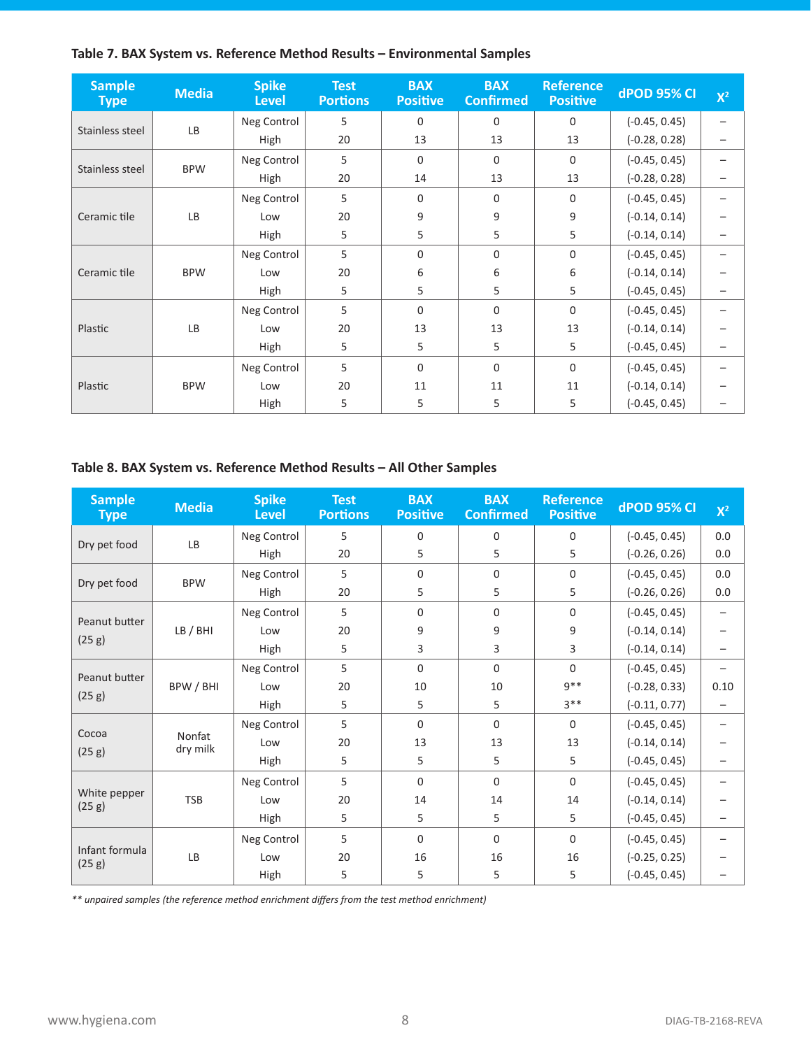### Table 7. BAX System vs. Reference Method Results – Environmental Samples

| Sample Type | Media | Spike Level | Test Portions | BAX Positive | BAX Confirmed | Reference Positive | dPOD 95% CI | $X^2$ |
|---|---|---|---|---|---|---|---|---|
| Stainless steel | LB | Neg Control | 5 | 0 | 0 | 0 | (-0.45, 0.45) | – |
| | | High | 20 | 13 | 13 | 13 | (-0.28, 0.28) | – |
| Stainless steel | BPW | Neg Control | 5 | 0 | 0 | 0 | (-0.45, 0.45) | – |
| | | High | 20 | 14 | 13 | 13 | (-0.28, 0.28) | – |
| Ceramic tile | LB | Neg Control | 5 | 0 | 0 | 0 | (-0.45, 0.45) | – |
| | | Low | 20 | 9 | 9 | 9 | (-0.14, 0.14) | – |
| | | High | 5 | 5 | 5 | 5 | (-0.14, 0.14) | – |
| Ceramic tile | BPW | Neg Control | 5 | 0 | 0 | 0 | (-0.45, 0.45) | – |
| | | Low | 20 | 6 | 6 | 6 | (-0.14, 0.14) | – |
| | | High | 5 | 5 | 5 | 5 | (-0.45, 0.45) | – |
| Plastic | LB | Neg Control | 5 | 0 | 0 | 0 | (-0.45, 0.45) | – |
| | | Low | 20 | 13 | 13 | 13 | (-0.14, 0.14) | – |
| | | High | 5 | 5 | 5 | 5 | (-0.45, 0.45) | – |
| Plastic | BPW | Neg Control | 5 | 0 | 0 | 0 | (-0.45, 0.45) | – |
| | | Low | 20 | 11 | 11 | 11 | (-0.14, 0.14) | – |
| | | High | 5 | 5 | 5 | 5 | (-0.45, 0.45) | – |

### Table 8. BAX System vs. Reference Method Results – All Other Samples

| Sample Type | Media | Spike Level | Test Portions | BAX Positive | BAX Confirmed | Reference Positive | dPOD 95% CI | $X^2$ |
|---|---|---|---|---|---|---|---|---|
| Dry pet food | LB | Neg Control | 5 | 0 | 0 | 0 | (-0.45, 0.45) | 0.0 |
| | | High | 20 | 5 | 5 | 5 | (-0.26, 0.26) | 0.0 |
| Dry pet food | BPW | Neg Control | 5 | 0 | 0 | 0 | (-0.45, 0.45) | 0.0 |
| | | High | 20 | 5 | 5 | 5 | (-0.26, 0.26) | 0.0 |
| Peanut butter (25 g) | LB / BHI | Neg Control | 5 | 0 | 0 | 0 | (-0.45, 0.45) | – |
| | | Low | 20 | 9 | 9 | 9 | (-0.14, 0.14) | – |
| | | High | 5 | 3 | 3 | 3 | (-0.14, 0.14) | – |
| Peanut butter (25 g) | BPW / BHI | Neg Control | 5 | 0 | 0 | 0 | (-0.45, 0.45) | – |
| | | Low | 20 | 10 | 10 | 9** | (-0.28, 0.33) | 0.10 |
| | | High | 5 | 5 | 5 | 3** | (-0.11, 0.77) | – |
| Cocoa (25 g) | Nonfat dry milk | Neg Control | 5 | 0 | 0 | 0 | (-0.45, 0.45) | – |
| | | Low | 20 | 13 | 13 | 13 | (-0.14, 0.14) | – |
| | | High | 5 | 5 | 5 | 5 | (-0.45, 0.45) | – |
| White pepper (25 g) | TSB | Neg Control | 5 | 0 | 0 | 0 | (-0.45, 0.45) | – |
| | | Low | 20 | 14 | 14 | 14 | (-0.14, 0.14) | – |
| | | High | 5 | 5 | 5 | 5 | (-0.45, 0.45) | – |
| Infant formula (25 g) | LB | Neg Control | 5 | 0 | 0 | 0 | (-0.45, 0.45) | – |
| | | Low | 20 | 16 | 16 | 16 | (-0.25, 0.25) | – |
| | | High | 5 | 5 | 5 | 5 | (-0.45, 0.45) | – |

*** unpaired samples (the reference method enrichment differs from the test method enrichment)*

www.hygiena.com

DIAG-TB-2168-REVA